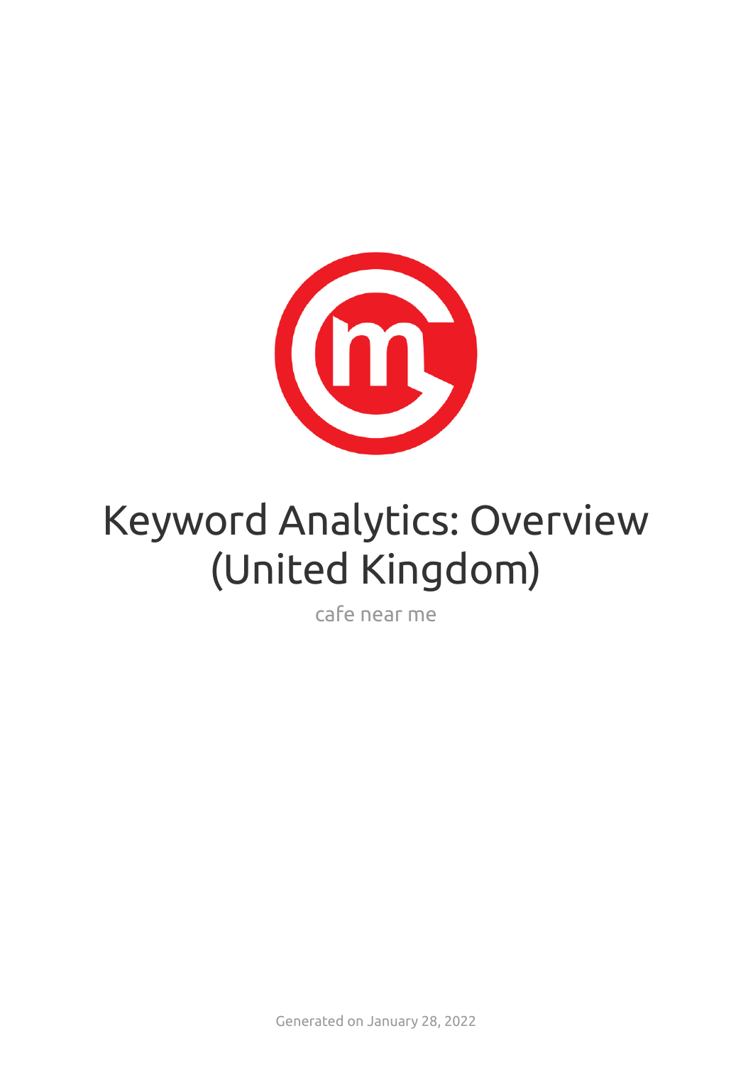# Keyword Analytics: Overview (United Kingdom)

cafe near me

Generated on January 28, 2022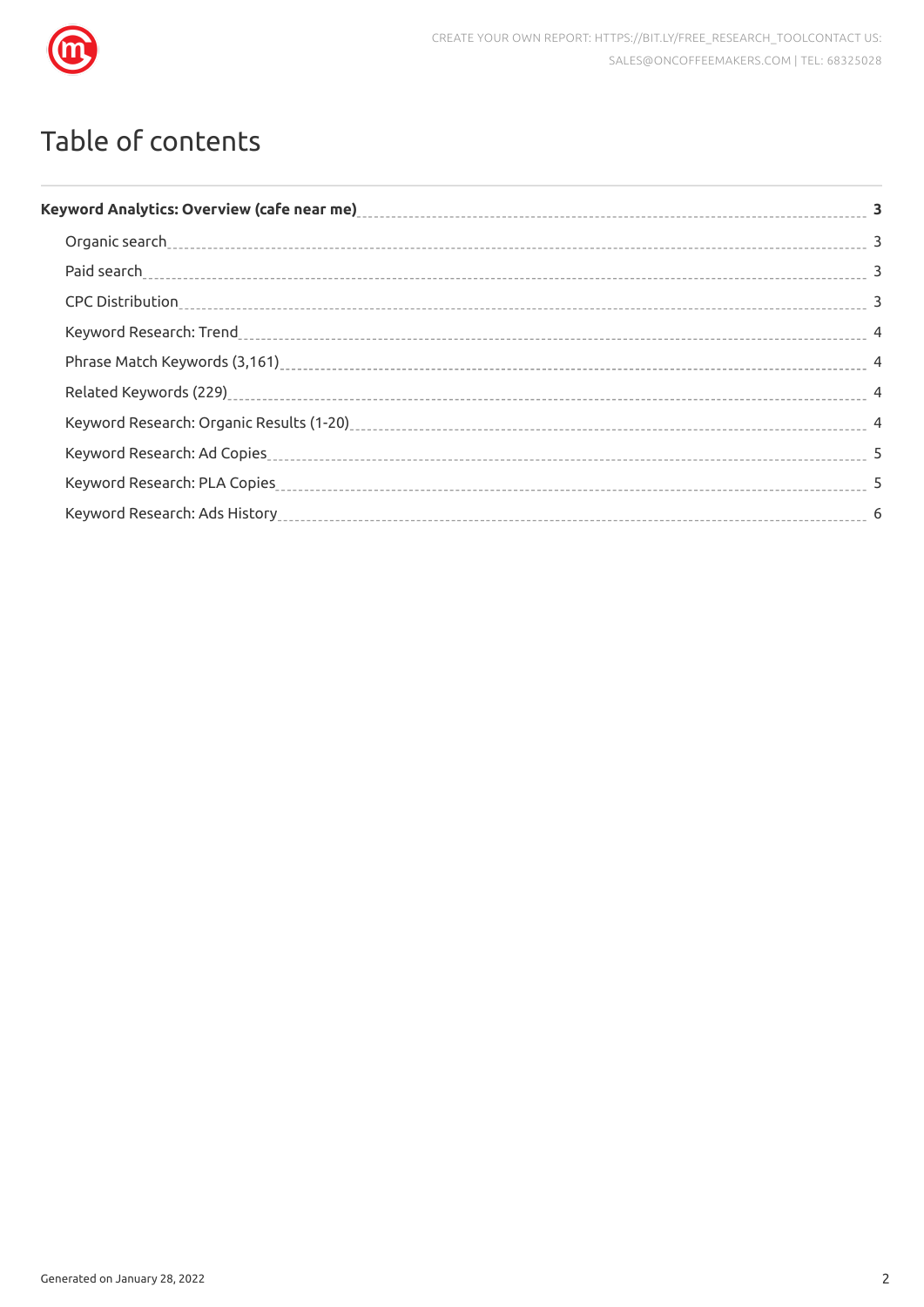# Table of contents

**Keyword Analytics: Overview (cafe near me)** ..... **3**

- Organic search ..... 3
- Paid search ..... 3
- CPC Distribution ..... 3
- Keyword Research: Trend ..... 4
- Phrase Match Keywords (3,161) ..... 4
- Related Keywords (229) ..... 4
- Keyword Research: Organic Results (1-20) ..... 4
- Keyword Research: Ad Copies ..... 5
- Keyword Research: PLA Copies ..... 5
- Keyword Research: Ads History ..... 6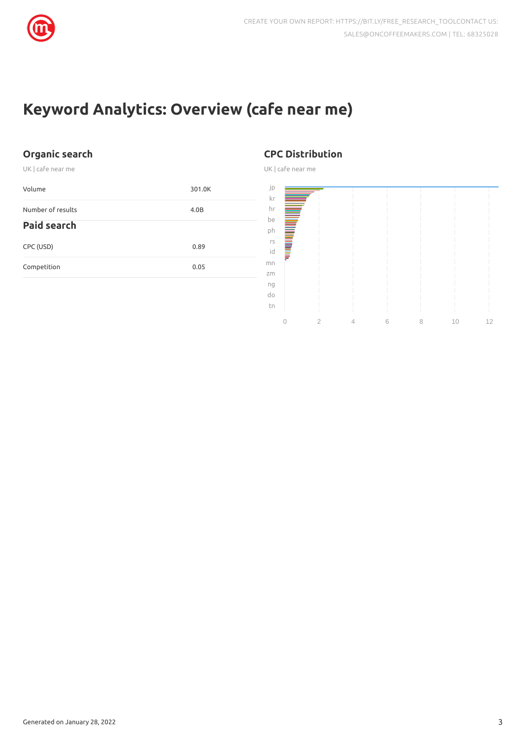# Keyword Analytics: Overview (cafe near me)

## Organic search

UK | cafe near me

| | |
|---|---|
| Volume | 301.0K |
| Number of results | 4.0B |

## Paid search

| | |
|---|---|
| CPC (USD) | 0.89 |
| Competition | 0.05 |

## CPC Distribution

UK | cafe near me

jp
kr
hr
be
ph
rs
id
mn
zm
ng
do
tn

0 2 4 6 8 10 12

Generated on January 28, 2022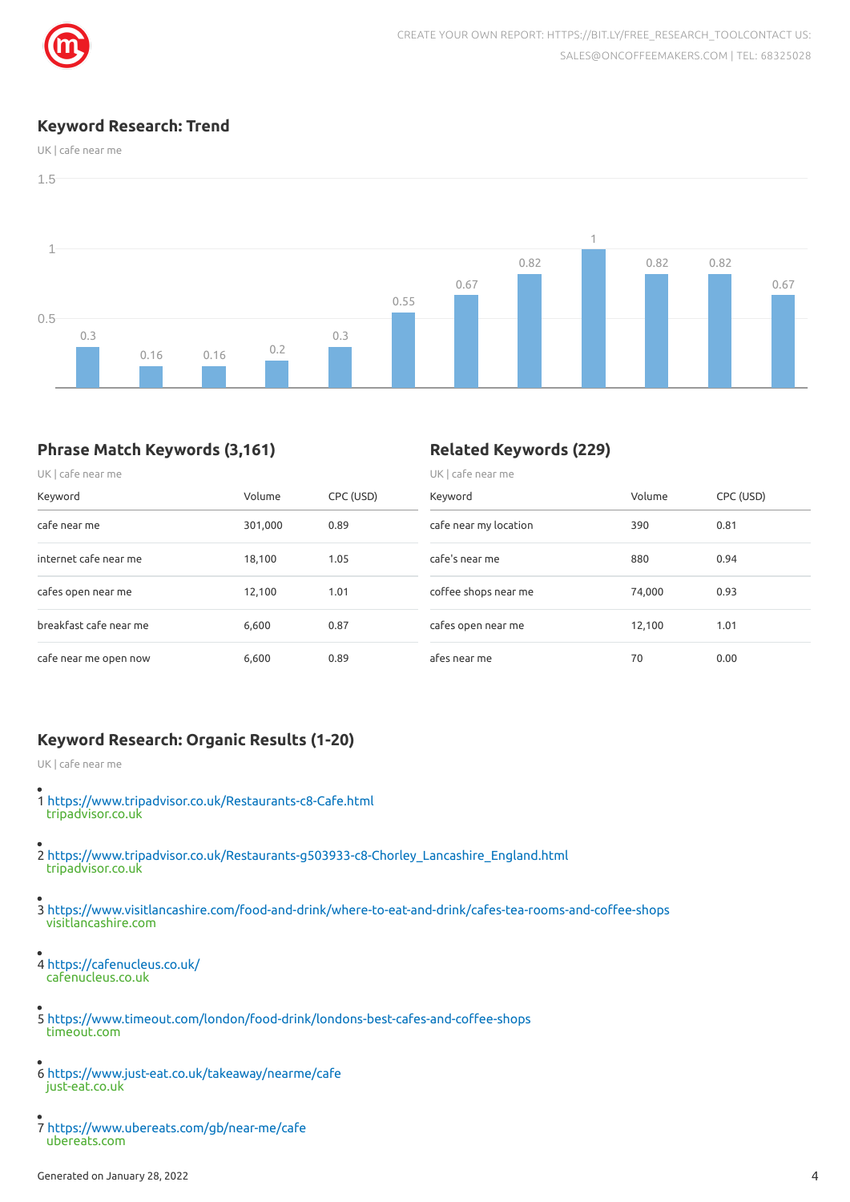## Keyword Research: Trend

UK | cafe near me

| | | | | | | | | | | | |
|---|---|---|---|---|---|---|---|---|---|---|---|
| 0.3 | 0.16 | 0.16 | 0.2 | 0.3 | 0.55 | 0.67 | 0.82 | 1 | 0.82 | 0.82 | 0.67 |

## Phrase Match Keywords (3,161)

UK | cafe near me

| Keyword | Volume | CPC (USD) |
|---|---|---|
| cafe near me | 301,000 | 0.89 |
| internet cafe near me | 18,100 | 1.05 |
| cafes open near me | 12,100 | 1.01 |
| breakfast cafe near me | 6,600 | 0.87 |
| cafe near me open now | 6,600 | 0.89 |

## Related Keywords (229)

UK | cafe near me

| Keyword | Volume | CPC (USD) |
|---|---|---|
| cafe near my location | 390 | 0.81 |
| cafe's near me | 880 | 0.94 |
| coffee shops near me | 74,000 | 0.93 |
| cafes open near me | 12,100 | 1.01 |
| afes near me | 70 | 0.00 |

## Keyword Research: Organic Results (1-20)

UK | cafe near me

- 1 https://www.tripadvisor.co.uk/Restaurants-c8-Cafe.html
  tripadvisor.co.uk
- 2 https://www.tripadvisor.co.uk/Restaurants-g503933-c8-Chorley_Lancashire_England.html
  tripadvisor.co.uk
- 3 https://www.visitlancashire.com/food-and-drink/where-to-eat-and-drink/cafes-tea-rooms-and-coffee-shops
  visitlancashire.com
- 4 https://cafenucleus.co.uk/
  cafenucleus.co.uk
- 5 https://www.timeout.com/london/food-drink/londons-best-cafes-and-coffee-shops
  timeout.com
- 6 https://www.just-eat.co.uk/takeaway/nearme/cafe
  just-eat.co.uk
- 7 https://www.ubereats.com/gb/near-me/cafe
  ubereats.com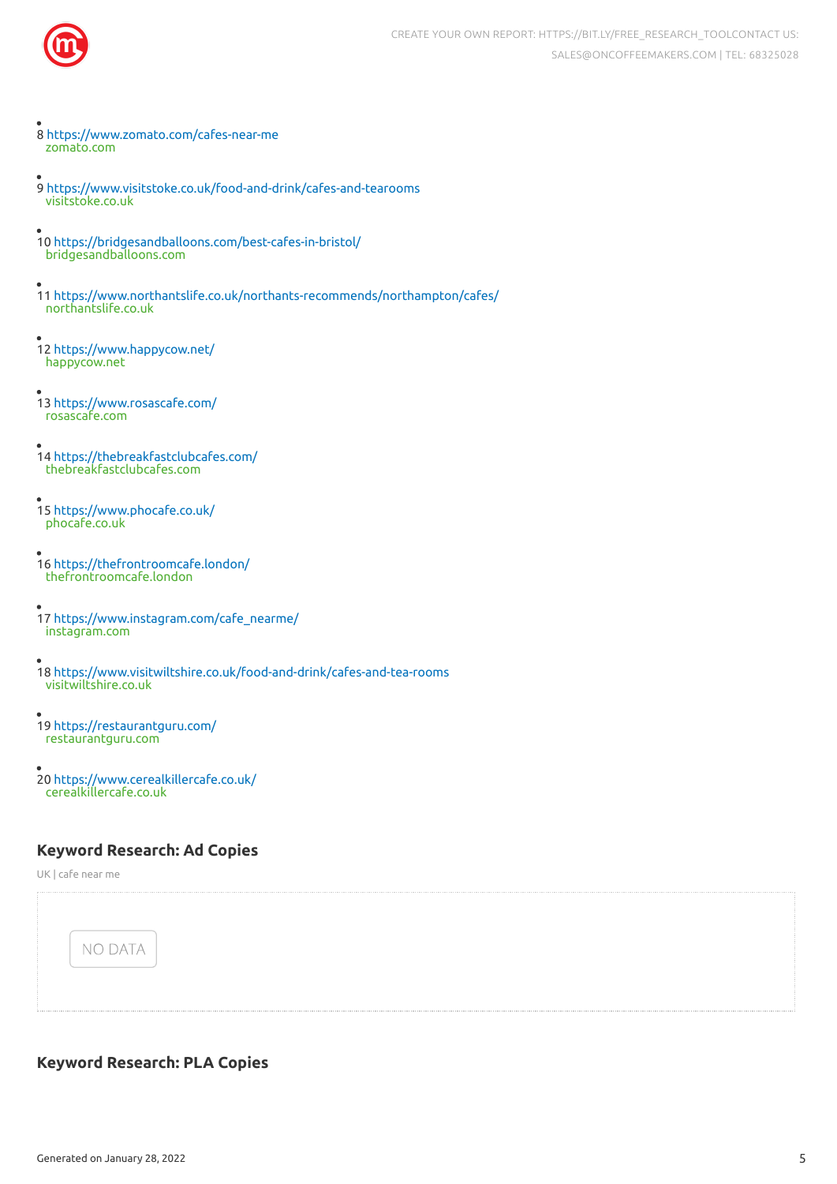- 8 https://www.zomato.com/cafes-near-me
  zomato.com

- 9 https://www.visitstoke.co.uk/food-and-drink/cafes-and-tearooms
  visitstoke.co.uk

- 10 https://bridgesandballoons.com/best-cafes-in-bristol/
  bridgesandballoons.com

- 11 https://www.northantslife.co.uk/northants-recommends/northampton/cafes/
  northantslife.co.uk

- 12 https://www.happycow.net/
  happycow.net

- 13 https://www.rosascafe.com/
  rosascafe.com

- 14 https://thebreakfastclubcafes.com/
  thebreakfastclubcafes.com

- 15 https://www.phocafe.co.uk/
  phocafe.co.uk

- 16 https://thefrontroomcafe.london/
  thefrontroomcafe.london

- 17 https://www.instagram.com/cafe_nearme/
  instagram.com

- 18 https://www.visitwiltshire.co.uk/food-and-drink/cafes-and-tea-rooms
  visitwiltshire.co.uk

- 19 https://restaurantguru.com/
  restaurantguru.com

- 20 https://www.cerealkillercafe.co.uk/
  cerealkillercafe.co.uk

## Keyword Research: Ad Copies

UK | cafe near me

NO DATA

## Keyword Research: PLA Copies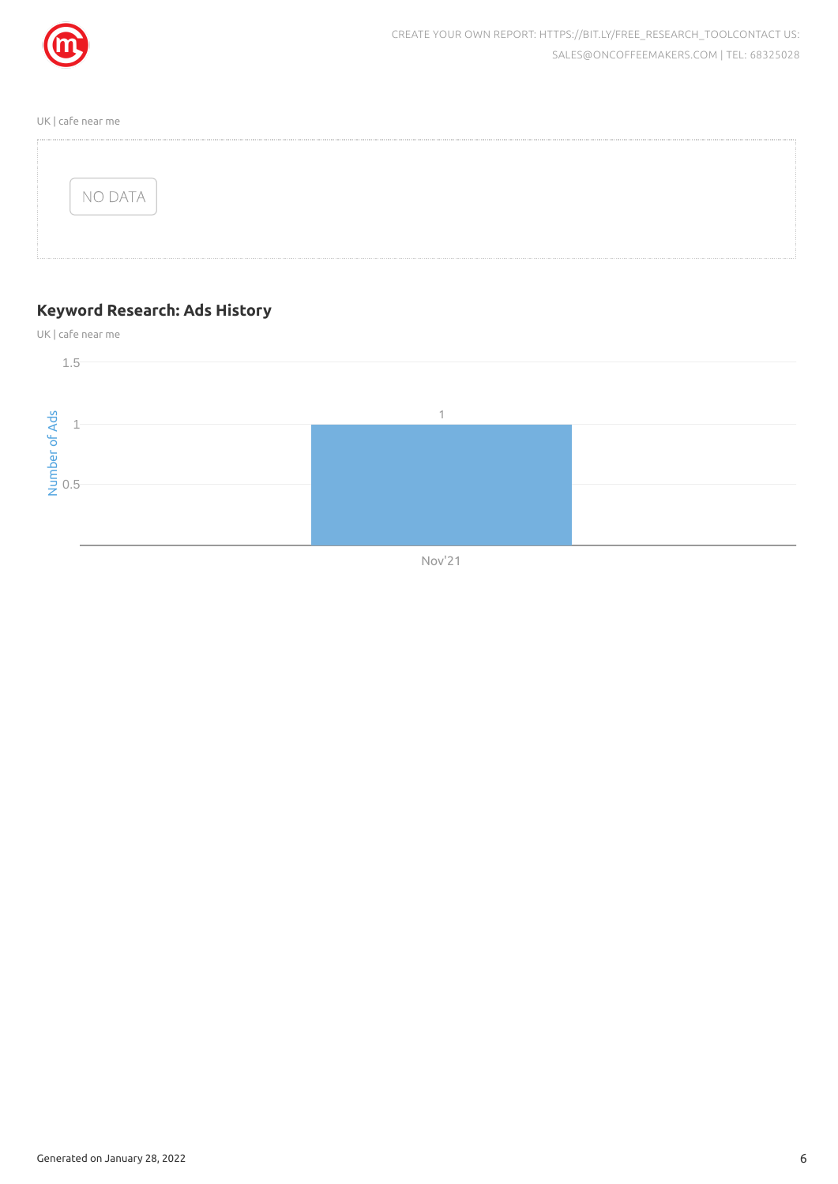UK | cafe near me

NO DATA

## Keyword Research: Ads History

UK | cafe near me

1.5
1
0.5
Number of Ads
1
Nov'21

Generated on January 28, 2022